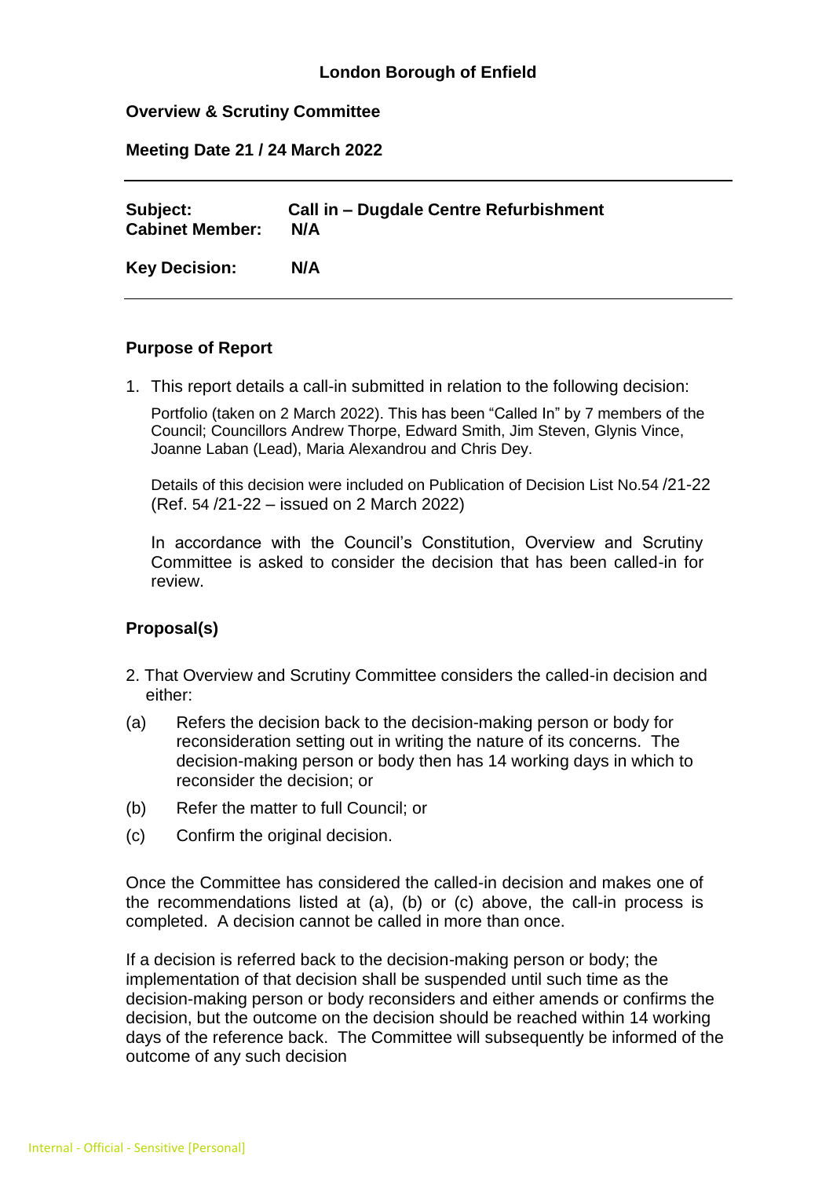**London Borough of Enfield**

**Overview & Scrutiny Committee**

**Meeting Date 21 / 24 March 2022**

| | |
|---|---|
| **Subject:** | **Call in – Dugdale Centre Refurbishment** |
| **Cabinet Member:** | **N/A** |
| **Key Decision:** | **N/A** |

**Purpose of Report**

1. This report details a call-in submitted in relation to the following decision:

   Portfolio (taken on 2 March 2022). This has been "Called In" by 7 members of the Council; Councillors Andrew Thorpe, Edward Smith, Jim Steven, Glynis Vince, Joanne Laban (Lead), Maria Alexandrou and Chris Dey.

   Details of this decision were included on Publication of Decision List No.54 /21-22 (Ref. 54 /21-22 – issued on 2 March 2022)

   In accordance with the Council's Constitution, Overview and Scrutiny Committee is asked to consider the decision that has been called-in for review.

**Proposal(s)**

2. That Overview and Scrutiny Committee considers the called-in decision and either:

(a) Refers the decision back to the decision-making person or body for reconsideration setting out in writing the nature of its concerns. The decision-making person or body then has 14 working days in which to reconsider the decision; or

(b) Refer the matter to full Council; or

(c) Confirm the original decision.

Once the Committee has considered the called-in decision and makes one of the recommendations listed at (a), (b) or (c) above, the call-in process is completed. A decision cannot be called in more than once.

If a decision is referred back to the decision-making person or body; the implementation of that decision shall be suspended until such time as the decision-making person or body reconsiders and either amends or confirms the decision, but the outcome on the decision should be reached within 14 working days of the reference back. The Committee will subsequently be informed of the outcome of any such decision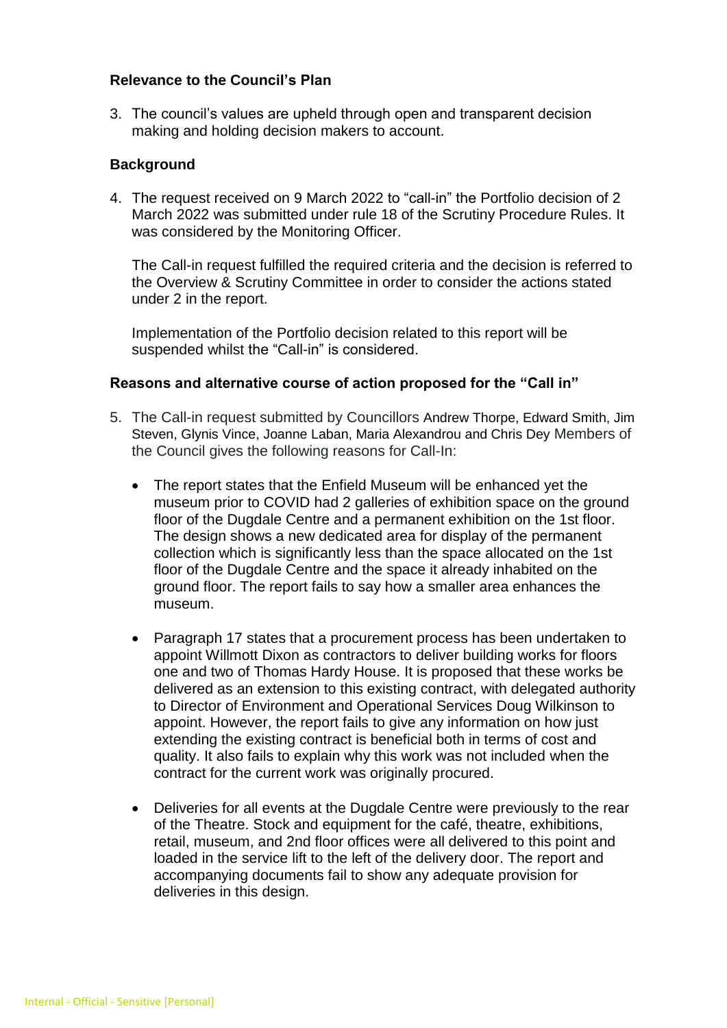**Relevance to the Council's Plan**

3. The council's values are upheld through open and transparent decision making and holding decision makers to account.

**Background**

4. The request received on 9 March 2022 to "call-in" the Portfolio decision of 2 March 2022 was submitted under rule 18 of the Scrutiny Procedure Rules. It was considered by the Monitoring Officer.

   The Call-in request fulfilled the required criteria and the decision is referred to the Overview & Scrutiny Committee in order to consider the actions stated under 2 in the report.

   Implementation of the Portfolio decision related to this report will be suspended whilst the "Call-in" is considered.

**Reasons and alternative course of action proposed for the "Call in"**

5. The Call-in request submitted by Councillors Andrew Thorpe, Edward Smith, Jim Steven, Glynis Vince, Joanne Laban, Maria Alexandrou and Chris Dey Members of the Council gives the following reasons for Call-In:

   - The report states that the Enfield Museum will be enhanced yet the museum prior to COVID had 2 galleries of exhibition space on the ground floor of the Dugdale Centre and a permanent exhibition on the 1st floor. The design shows a new dedicated area for display of the permanent collection which is significantly less than the space allocated on the 1st floor of the Dugdale Centre and the space it already inhabited on the ground floor. The report fails to say how a smaller area enhances the museum.

   - Paragraph 17 states that a procurement process has been undertaken to appoint Willmott Dixon as contractors to deliver building works for floors one and two of Thomas Hardy House. It is proposed that these works be delivered as an extension to this existing contract, with delegated authority to Director of Environment and Operational Services Doug Wilkinson to appoint. However, the report fails to give any information on how just extending the existing contract is beneficial both in terms of cost and quality. It also fails to explain why this work was not included when the contract for the current work was originally procured.

   - Deliveries for all events at the Dugdale Centre were previously to the rear of the Theatre. Stock and equipment for the café, theatre, exhibitions, retail, museum, and 2nd floor offices were all delivered to this point and loaded in the service lift to the left of the delivery door. The report and accompanying documents fail to show any adequate provision for deliveries in this design.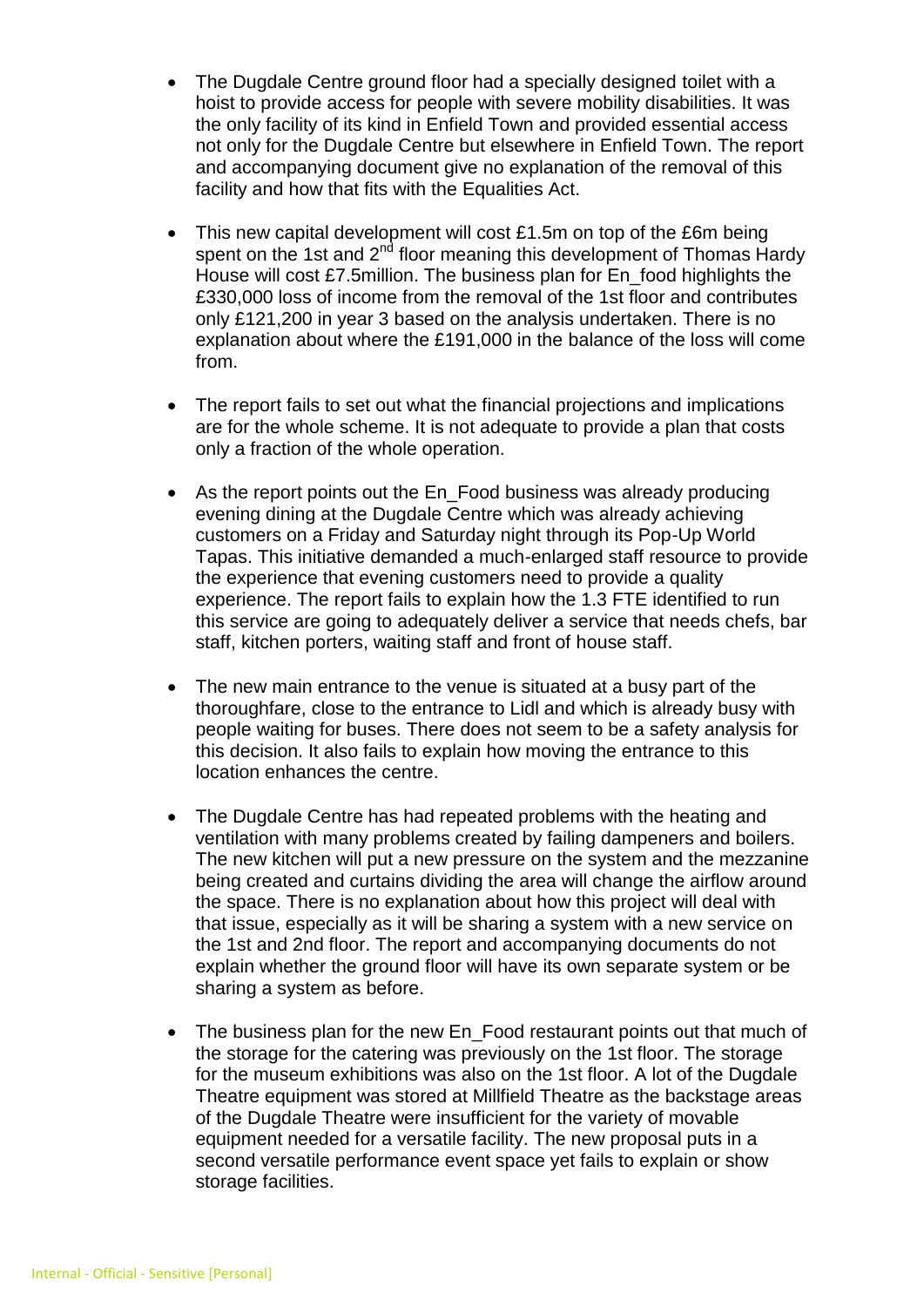- The Dugdale Centre ground floor had a specially designed toilet with a hoist to provide access for people with severe mobility disabilities. It was the only facility of its kind in Enfield Town and provided essential access not only for the Dugdale Centre but elsewhere in Enfield Town. The report and accompanying document give no explanation of the removal of this facility and how that fits with the Equalities Act.

- This new capital development will cost £1.5m on top of the £6m being spent on the 1st and 2nd floor meaning this development of Thomas Hardy House will cost £7.5million. The business plan for En_food highlights the £330,000 loss of income from the removal of the 1st floor and contributes only £121,200 in year 3 based on the analysis undertaken. There is no explanation about where the £191,000 in the balance of the loss will come from.

- The report fails to set out what the financial projections and implications are for the whole scheme. It is not adequate to provide a plan that costs only a fraction of the whole operation.

- As the report points out the En_Food business was already producing evening dining at the Dugdale Centre which was already achieving customers on a Friday and Saturday night through its Pop-Up World Tapas. This initiative demanded a much-enlarged staff resource to provide the experience that evening customers need to provide a quality experience. The report fails to explain how the 1.3 FTE identified to run this service are going to adequately deliver a service that needs chefs, bar staff, kitchen porters, waiting staff and front of house staff.

- The new main entrance to the venue is situated at a busy part of the thoroughfare, close to the entrance to Lidl and which is already busy with people waiting for buses. There does not seem to be a safety analysis for this decision. It also fails to explain how moving the entrance to this location enhances the centre.

- The Dugdale Centre has had repeated problems with the heating and ventilation with many problems created by failing dampeners and boilers. The new kitchen will put a new pressure on the system and the mezzanine being created and curtains dividing the area will change the airflow around the space. There is no explanation about how this project will deal with that issue, especially as it will be sharing a system with a new service on the 1st and 2nd floor. The report and accompanying documents do not explain whether the ground floor will have its own separate system or be sharing a system as before.

- The business plan for the new En_Food restaurant points out that much of the storage for the catering was previously on the 1st floor. The storage for the museum exhibitions was also on the 1st floor. A lot of the Dugdale Theatre equipment was stored at Millfield Theatre as the backstage areas of the Dugdale Theatre were insufficient for the variety of movable equipment needed for a versatile facility. The new proposal puts in a second versatile performance event space yet fails to explain or show storage facilities.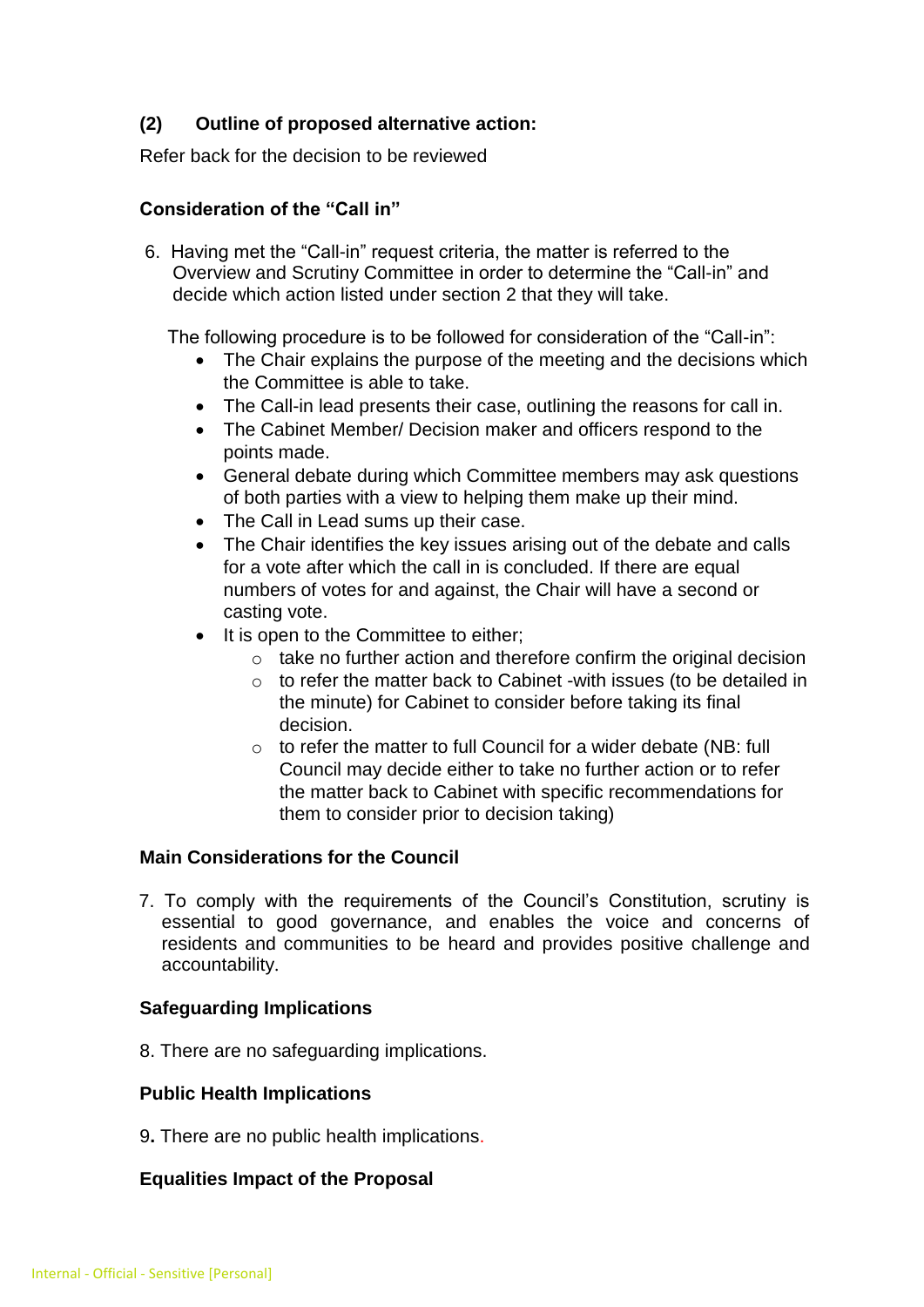### (2) Outline of proposed alternative action:

Refer back for the decision to be reviewed

### Consideration of the "Call in"

6. Having met the "Call-in" request criteria, the matter is referred to the Overview and Scrutiny Committee in order to determine the "Call-in" and decide which action listed under section 2 that they will take.

   The following procedure is to be followed for consideration of the "Call-in":

   - The Chair explains the purpose of the meeting and the decisions which the Committee is able to take.
   - The Call-in lead presents their case, outlining the reasons for call in.
   - The Cabinet Member/ Decision maker and officers respond to the points made.
   - General debate during which Committee members may ask questions of both parties with a view to helping them make up their mind.
   - The Call in Lead sums up their case.
   - The Chair identifies the key issues arising out of the debate and calls for a vote after which the call in is concluded. If there are equal numbers of votes for and against, the Chair will have a second or casting vote.
   - It is open to the Committee to either;
     - take no further action and therefore confirm the original decision
     - to refer the matter back to Cabinet -with issues (to be detailed in the minute) for Cabinet to consider before taking its final decision.
     - to refer the matter to full Council for a wider debate (NB: full Council may decide either to take no further action or to refer the matter back to Cabinet with specific recommendations for them to consider prior to decision taking)

### Main Considerations for the Council

7. To comply with the requirements of the Council's Constitution, scrutiny is essential to good governance, and enables the voice and concerns of residents and communities to be heard and provides positive challenge and accountability.

### Safeguarding Implications

8. There are no safeguarding implications.

### Public Health Implications

9. There are no public health implications.

### Equalities Impact of the Proposal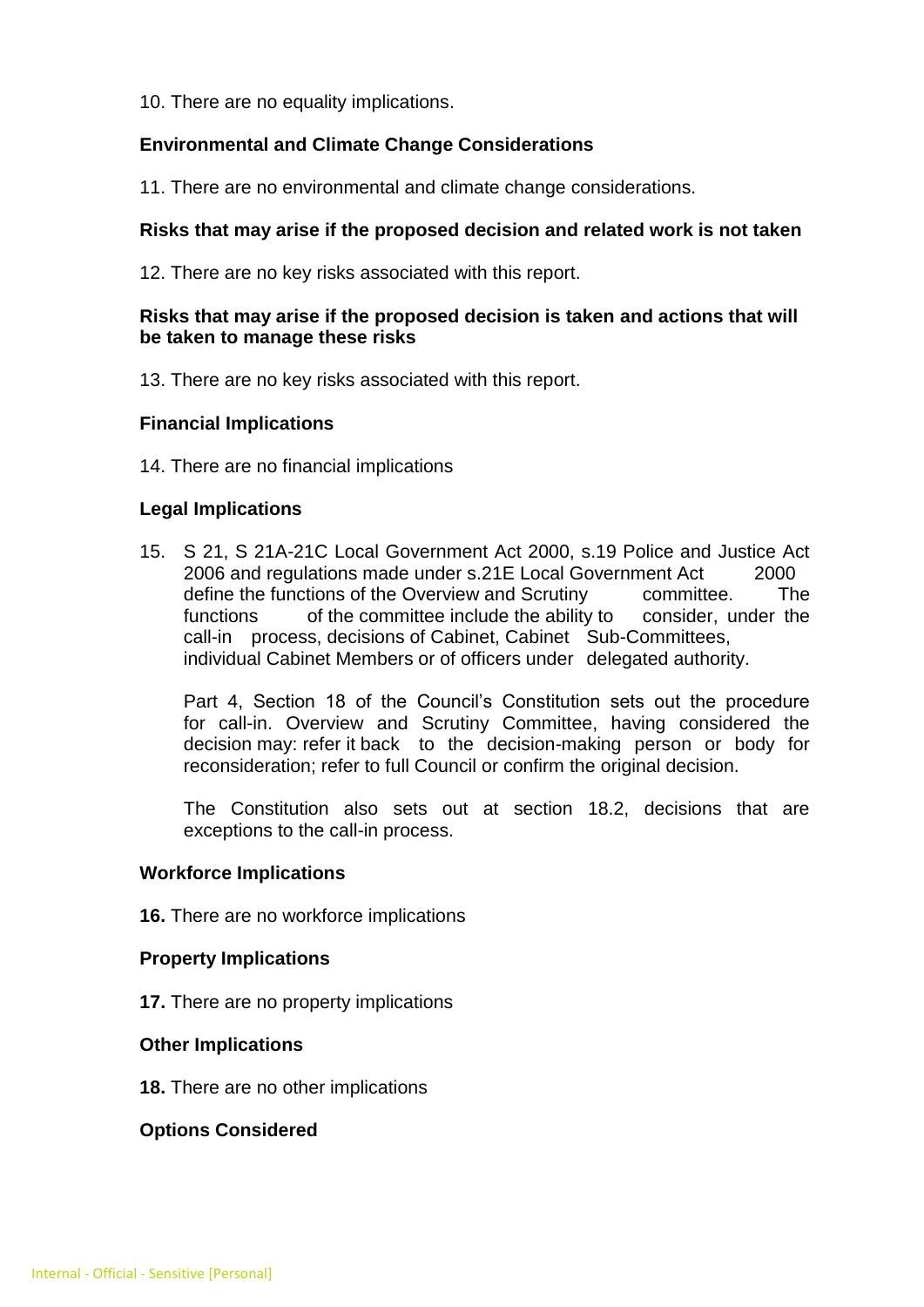10. There are no equality implications.

**Environmental and Climate Change Considerations**

11. There are no environmental and climate change considerations.

**Risks that may arise if the proposed decision and related work is not taken**

12. There are no key risks associated with this report.

**Risks that may arise if the proposed decision is taken and actions that will be taken to manage these risks**

13. There are no key risks associated with this report.

**Financial Implications**

14. There are no financial implications

**Legal Implications**

15. S 21, S 21A-21C Local Government Act 2000, s.19 Police and Justice Act 2006 and regulations made under s.21E Local Government Act 2000 define the functions of the Overview and Scrutiny committee. The functions of the committee include the ability to consider, under the call-in process, decisions of Cabinet, Cabinet Sub-Committees, individual Cabinet Members or of officers under delegated authority.

    Part 4, Section 18 of the Council's Constitution sets out the procedure for call-in. Overview and Scrutiny Committee, having considered the decision may: refer it back to the decision-making person or body for reconsideration; refer to full Council or confirm the original decision.

    The Constitution also sets out at section 18.2, decisions that are exceptions to the call-in process.

**Workforce Implications**

**16.** There are no workforce implications

**Property Implications**

**17.** There are no property implications

**Other Implications**

**18.** There are no other implications

**Options Considered**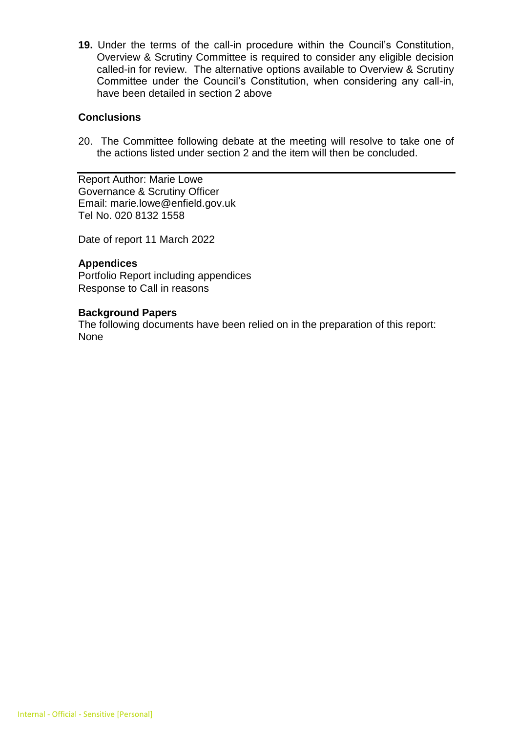**19.** Under the terms of the call-in procedure within the Council's Constitution, Overview & Scrutiny Committee is required to consider any eligible decision called-in for review. The alternative options available to Overview & Scrutiny Committee under the Council's Constitution, when considering any call-in, have been detailed in section 2 above

**Conclusions**

20. The Committee following debate at the meeting will resolve to take one of the actions listed under section 2 and the item will then be concluded.

---

Report Author: Marie Lowe
Governance & Scrutiny Officer
Email: marie.lowe@enfield.gov.uk
Tel No. 020 8132 1558

Date of report 11 March 2022

**Appendices**
Portfolio Report including appendices
Response to Call in reasons

**Background Papers**
The following documents have been relied on in the preparation of this report:
None

Internal - Official - Sensitive [Personal]